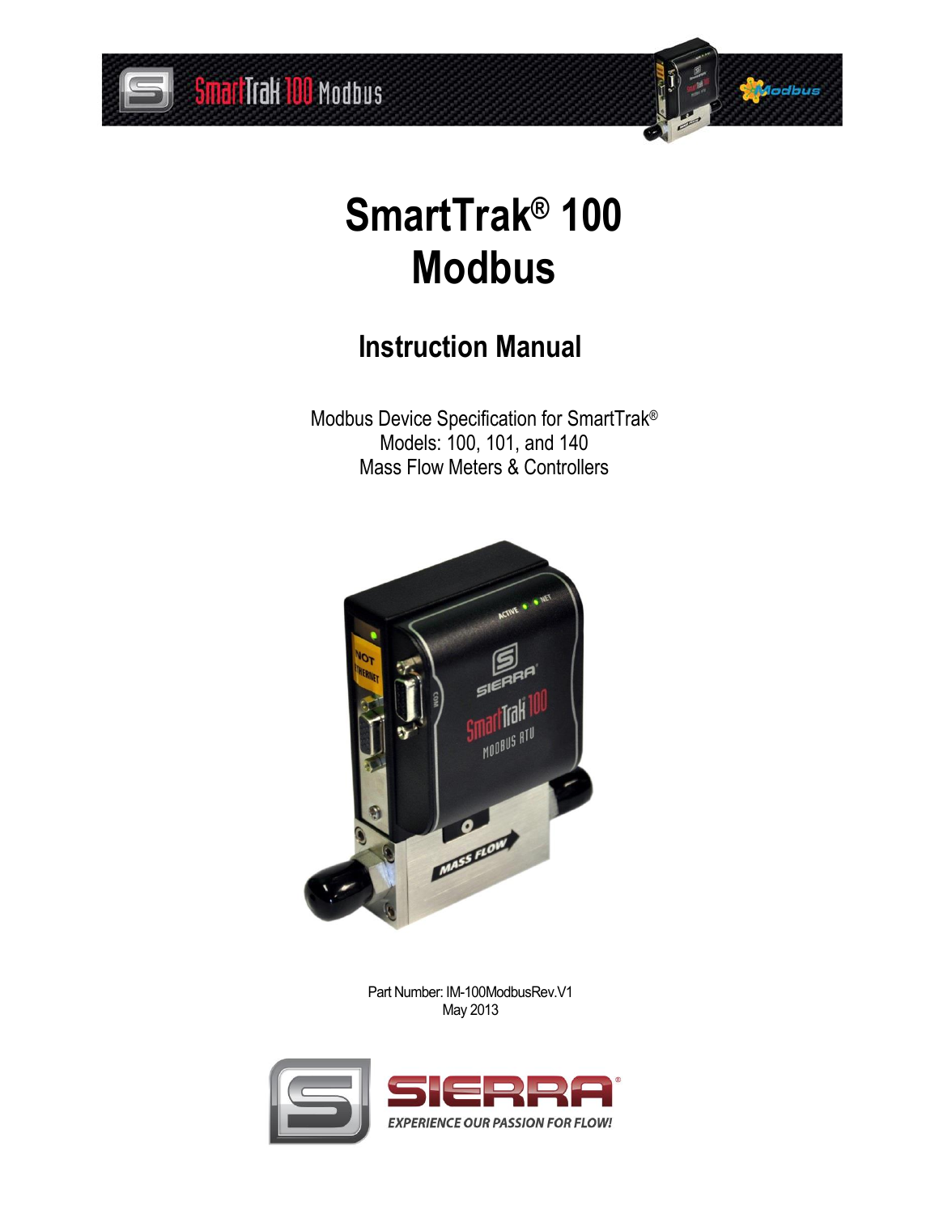# SmartTrak® 100 Modbus

## Instruction Manual

Modbus Device Specification for SmartTrak®
Models: 100, 101, and 140
Mass Flow Meters & Controllers

Part Number: IM-100ModbusRev.V1
May 2013

EXPERIENCE OUR PASSION FOR FLOW!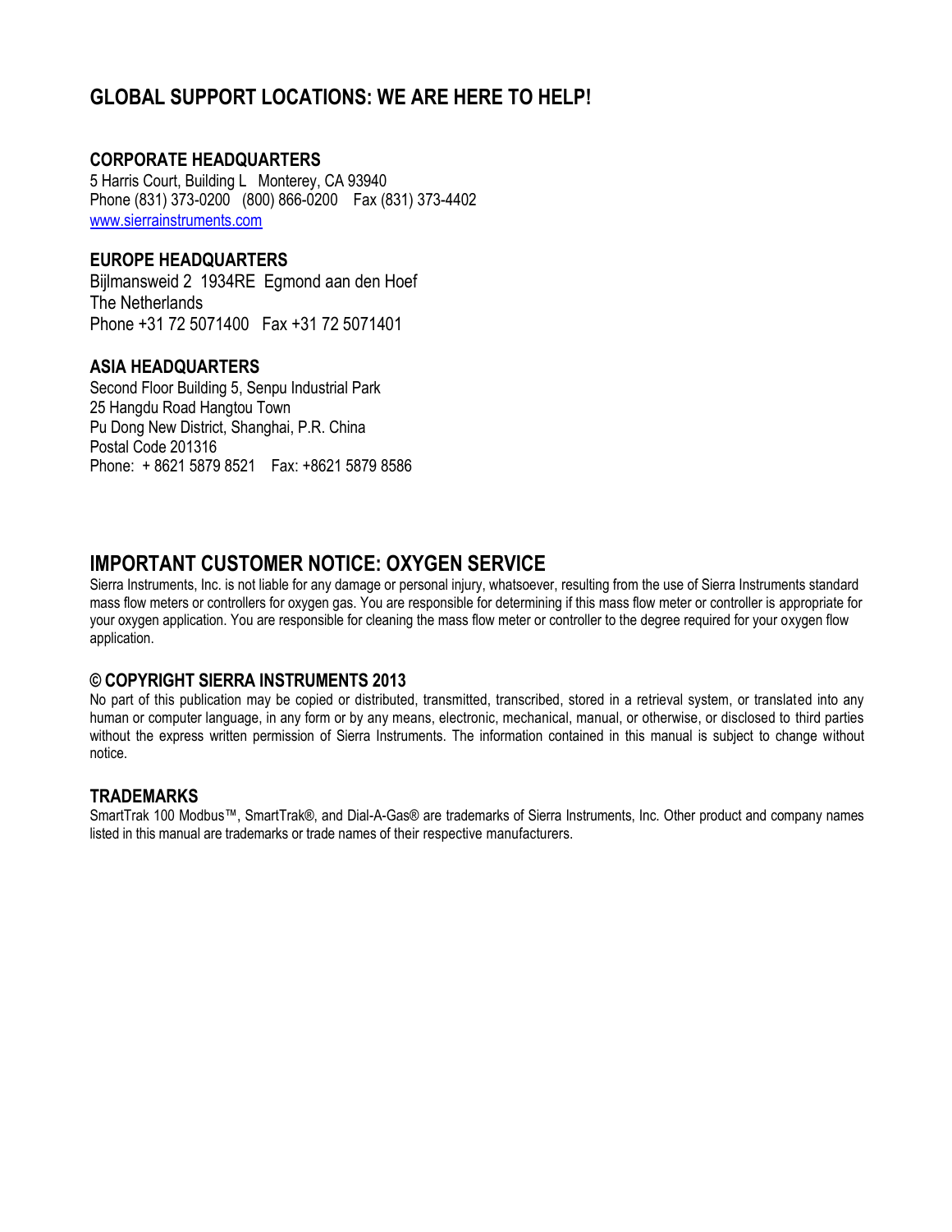## GLOBAL SUPPORT LOCATIONS: WE ARE HERE TO HELP!

### CORPORATE HEADQUARTERS

5 Harris Court, Building L   Monterey, CA 93940
Phone (831) 373-0200   (800) 866-0200   Fax (831) 373-4402
www.sierrainstruments.com

### EUROPE HEADQUARTERS

Bijlmansweid 2  1934RE  Egmond aan den Hoef
The Netherlands
Phone +31 72 5071400   Fax +31 72 5071401

### ASIA HEADQUARTERS

Second Floor Building 5, Senpu Industrial Park
25 Hangdu Road Hangtou Town
Pu Dong New District, Shanghai, P.R. China
Postal Code 201316
Phone:  + 8621 5879 8521    Fax: +8621 5879 8586

## IMPORTANT CUSTOMER NOTICE: OXYGEN SERVICE

Sierra Instruments, Inc. is not liable for any damage or personal injury, whatsoever, resulting from the use of Sierra Instruments standard mass flow meters or controllers for oxygen gas. You are responsible for determining if this mass flow meter or controller is appropriate for your oxygen application. You are responsible for cleaning the mass flow meter or controller to the degree required for your oxygen flow application.

### © COPYRIGHT SIERRA INSTRUMENTS 2013

No part of this publication may be copied or distributed, transmitted, transcribed, stored in a retrieval system, or translated into any human or computer language, in any form or by any means, electronic, mechanical, manual, or otherwise, or disclosed to third parties without the express written permission of Sierra Instruments. The information contained in this manual is subject to change without notice.

### TRADEMARKS

SmartTrak 100 Modbus™, SmartTrak®, and Dial-A-Gas® are trademarks of Sierra Instruments, Inc. Other product and company names listed in this manual are trademarks or trade names of their respective manufacturers.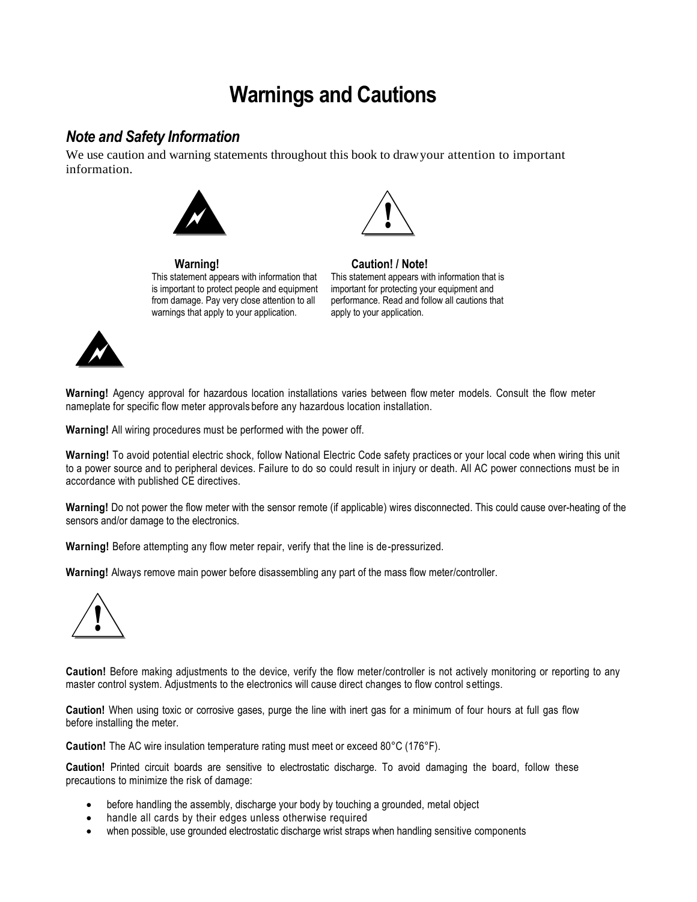# Warnings and Cautions

## *Note and Safety Information*

We use caution and warning statements throughout this book to draw your attention to important information.

**Warning!**
This statement appears with information that is important to protect people and equipment from damage. Pay very close attention to all warnings that apply to your application.

**Caution! / Note!**
This statement appears with information that is important for protecting your equipment and performance. Read and follow all cautions that apply to your application.

**Warning!** Agency approval for hazardous location installations varies between flow meter models. Consult the flow meter nameplate for specific flow meter approvals before any hazardous location installation.

**Warning!** All wiring procedures must be performed with the power off.

**Warning!** To avoid potential electric shock, follow National Electric Code safety practices or your local code when wiring this unit to a power source and to peripheral devices. Failure to do so could result in injury or death. All AC power connections must be in accordance with published CE directives.

**Warning!** Do not power the flow meter with the sensor remote (if applicable) wires disconnected. This could cause over-heating of the sensors and/or damage to the electronics.

**Warning!** Before attempting any flow meter repair, verify that the line is de-pressurized.

**Warning!** Always remove main power before disassembling any part of the mass flow meter/controller.

**Caution!** Before making adjustments to the device, verify the flow meter/controller is not actively monitoring or reporting to any master control system. Adjustments to the electronics will cause direct changes to flow control settings.

**Caution!** When using toxic or corrosive gases, purge the line with inert gas for a minimum of four hours at full gas flow before installing the meter.

**Caution!** The AC wire insulation temperature rating must meet or exceed 80°C (176°F).

**Caution!** Printed circuit boards are sensitive to electrostatic discharge. To avoid damaging the board, follow these precautions to minimize the risk of damage:

- before handling the assembly, discharge your body by touching a grounded, metal object
- handle all cards by their edges unless otherwise required
- when possible, use grounded electrostatic discharge wrist straps when handling sensitive components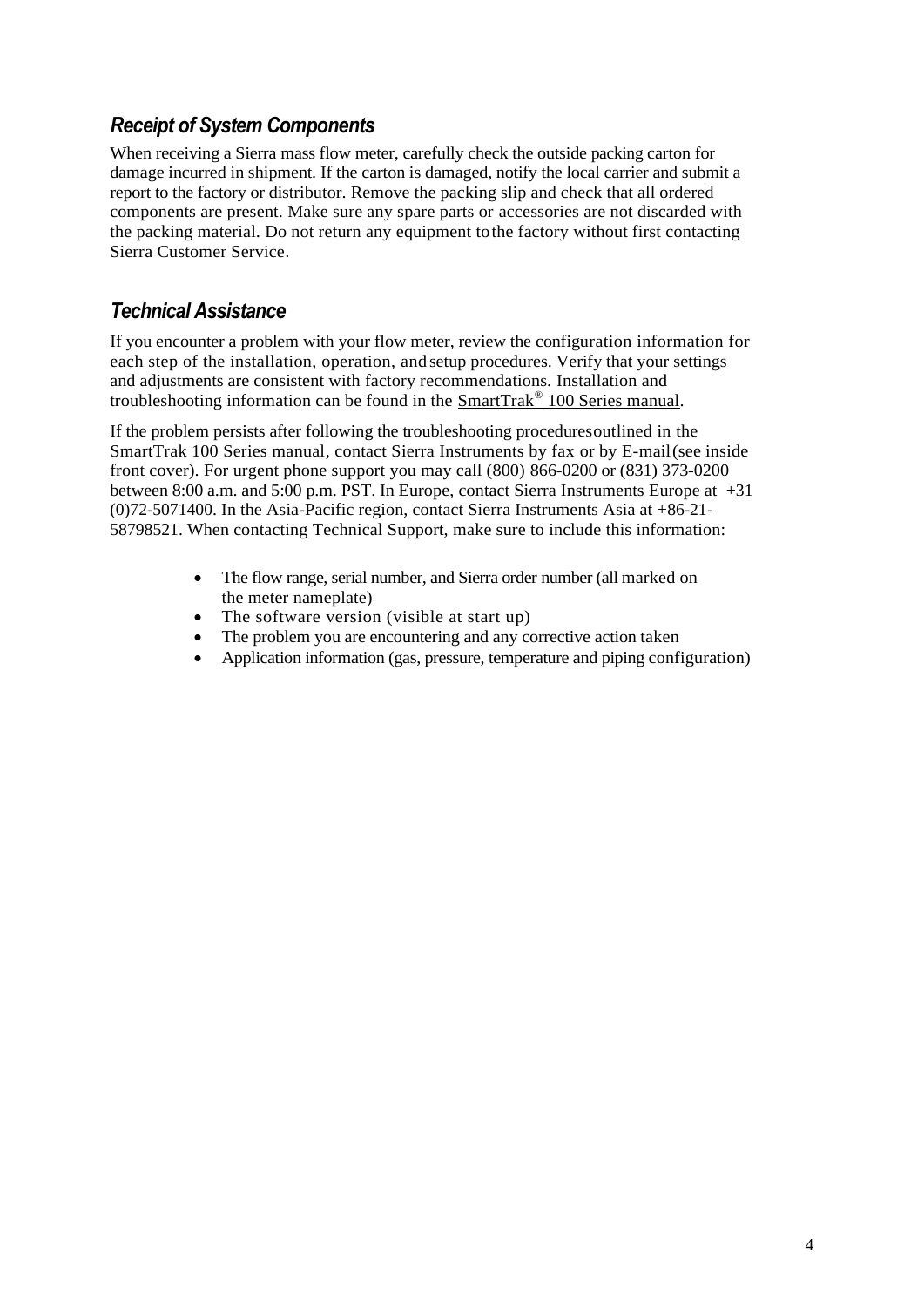## *Receipt of System Components*

When receiving a Sierra mass flow meter, carefully check the outside packing carton for damage incurred in shipment. If the carton is damaged, notify the local carrier and submit a report to the factory or distributor. Remove the packing slip and check that all ordered components are present. Make sure any spare parts or accessories are not discarded with the packing material. Do not return any equipment to the factory without first contacting Sierra Customer Service.

## *Technical Assistance*

If you encounter a problem with your flow meter, review the configuration information for each step of the installation, operation, and setup procedures. Verify that your settings and adjustments are consistent with factory recommendations. Installation and troubleshooting information can be found in the SmartTrak® 100 Series manual.

If the problem persists after following the troubleshooting procedures outlined in the SmartTrak 100 Series manual, contact Sierra Instruments by fax or by E-mail (see inside front cover). For urgent phone support you may call (800) 866-0200 or (831) 373-0200 between 8:00 a.m. and 5:00 p.m. PST. In Europe, contact Sierra Instruments Europe at +31 (0)72-5071400. In the Asia-Pacific region, contact Sierra Instruments Asia at +86-21-58798521. When contacting Technical Support, make sure to include this information:

- The flow range, serial number, and Sierra order number (all marked on the meter nameplate)
- The software version (visible at start up)
- The problem you are encountering and any corrective action taken
- Application information (gas, pressure, temperature and piping configuration)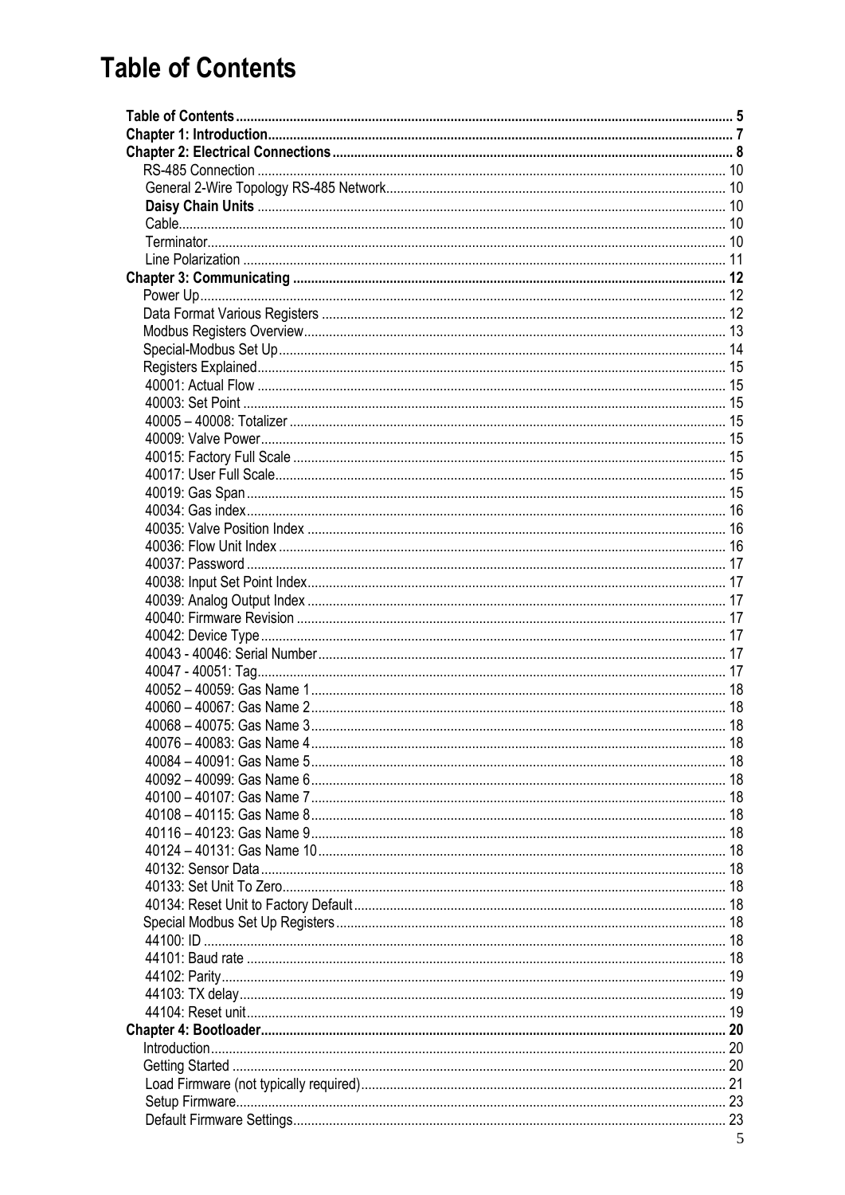# Table of Contents

**Table of Contents** .......... **5**
**Chapter 1: Introduction** .......... **7**
**Chapter 2: Electrical Connections** .......... **8**
- RS-485 Connection .......... 10
  - General 2-Wire Topology RS-485 Network .......... 10
  - **Daisy Chain Units** .......... 10
  - Cable .......... 10
  - Terminator .......... 10
  - Line Polarization .......... 11

**Chapter 3: Communicating** .......... **12**
- Power Up .......... 12
- Data Format Various Registers .......... 12
- Modbus Registers Overview .......... 13
- Special-Modbus Set Up .......... 14
- Registers Explained .......... 15
  - 40001: Actual Flow .......... 15
  - 40003: Set Point .......... 15
  - 40005 – 40008: Totalizer .......... 15
  - 40009: Valve Power .......... 15
  - 40015: Factory Full Scale .......... 15
  - 40017: User Full Scale .......... 15
  - 40019: Gas Span .......... 15
  - 40034: Gas index .......... 16
  - 40035: Valve Position Index .......... 16
  - 40036: Flow Unit Index .......... 16
  - 40037: Password .......... 17
  - 40038: Input Set Point Index .......... 17
  - 40039: Analog Output Index .......... 17
  - 40040: Firmware Revision .......... 17
  - 40042: Device Type .......... 17
  - 40043 - 40046: Serial Number .......... 17
  - 40047 - 40051: Tag .......... 17
  - 40052 – 40059: Gas Name 1 .......... 18
  - 40060 – 40067: Gas Name 2 .......... 18
  - 40068 – 40075: Gas Name 3 .......... 18
  - 40076 – 40083: Gas Name 4 .......... 18
  - 40084 – 40091: Gas Name 5 .......... 18
  - 40092 – 40099: Gas Name 6 .......... 18
  - 40100 – 40107: Gas Name 7 .......... 18
  - 40108 – 40115: Gas Name 8 .......... 18
  - 40116 – 40123: Gas Name 9 .......... 18
  - 40124 – 40131: Gas Name 10 .......... 18
  - 40132: Sensor Data .......... 18
  - 40133: Set Unit To Zero .......... 18
  - 40134: Reset Unit to Factory Default .......... 18
- Special Modbus Set Up Registers .......... 18
  - 44100: ID .......... 18
  - 44101: Baud rate .......... 18
  - 44102: Parity .......... 19
  - 44103: TX delay .......... 19
  - 44104: Reset unit .......... 19

**Chapter 4: Bootloader** .......... **20**
- Introduction .......... 20
- Getting Started .......... 20
  - Load Firmware (not typically required) .......... 21
  - Setup Firmware .......... 23
  - Default Firmware Settings .......... 23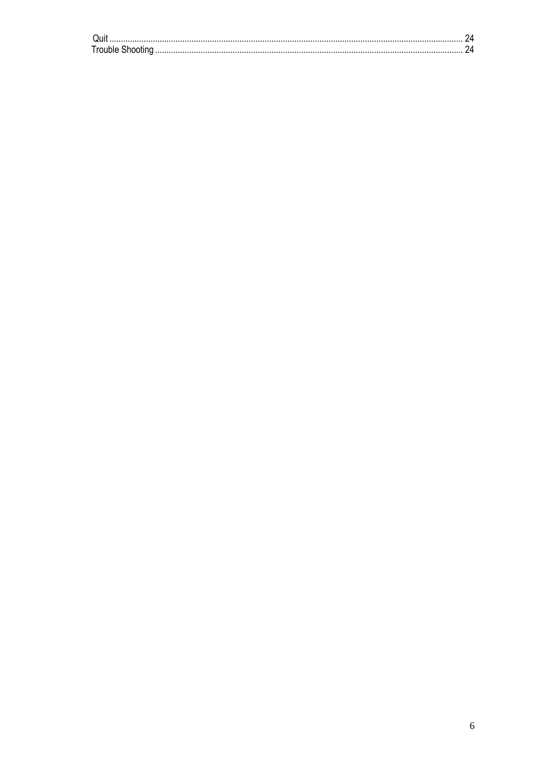Quit .......................................................................................................................................................... 24
Trouble Shooting ....................................................................................................................................... 24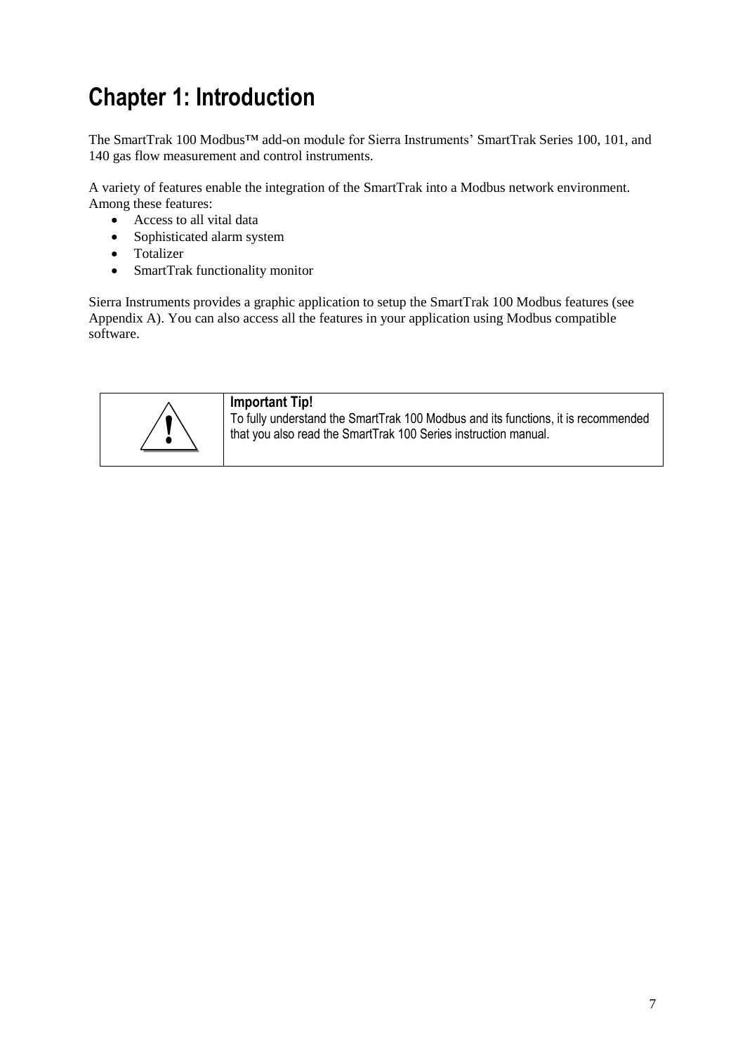# Chapter 1: Introduction

The SmartTrak 100 Modbus™ add-on module for Sierra Instruments' SmartTrak Series 100, 101, and 140 gas flow measurement and control instruments.

A variety of features enable the integration of the SmartTrak into a Modbus network environment. Among these features:

- Access to all vital data
- Sophisticated alarm system
- Totalizer
- SmartTrak functionality monitor

Sierra Instruments provides a graphic application to setup the SmartTrak 100 Modbus features (see Appendix A). You can also access all the features in your application using Modbus compatible software.

| ! | **Important Tip!** To fully understand the SmartTrak 100 Modbus and its functions, it is recommended that you also read the SmartTrak 100 Series instruction manual. |
|---|---|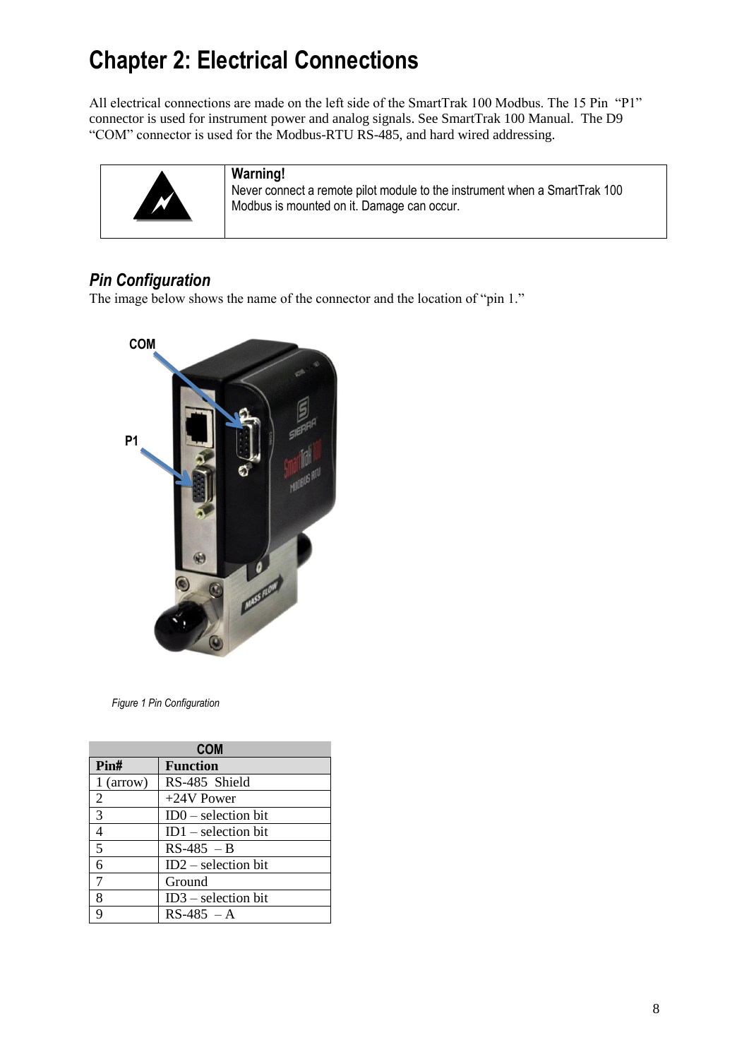# Chapter 2: Electrical Connections

All electrical connections are made on the left side of the SmartTrak 100 Modbus. The 15 Pin "P1" connector is used for instrument power and analog signals. See SmartTrak 100 Manual. The D9 "COM" connector is used for the Modbus-RTU RS-485, and hard wired addressing.

**Warning!**
Never connect a remote pilot module to the instrument when a SmartTrak 100 Modbus is mounted on it. Damage can occur.

## *Pin Configuration*

The image below shows the name of the connector and the location of "pin 1."

*Figure 1 Pin Configuration*

| COM | |
|---|---|
| **Pin#** | **Function** |
| 1 (arrow) | RS-485 Shield |
| 2 | +24V Power |
| 3 | ID0 – selection bit |
| 4 | ID1 – selection bit |
| 5 | RS-485 – B |
| 6 | ID2 – selection bit |
| 7 | Ground |
| 8 | ID3 – selection bit |
| 9 | RS-485 – A |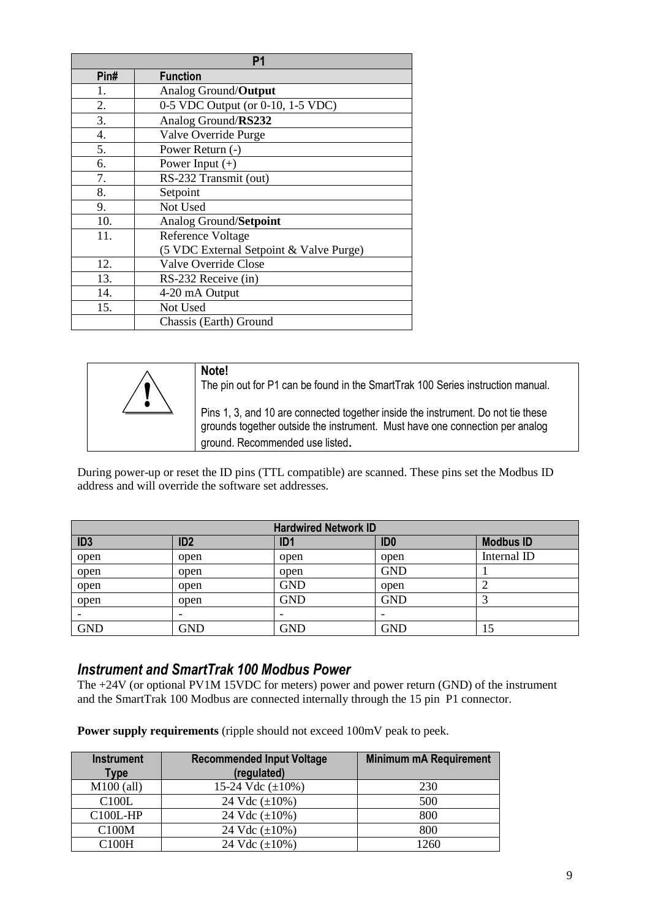| P1 | |
|---|---|
| **Pin#** | **Function** |
| 1. | Analog Ground/**Output** |
| 2. | 0-5 VDC Output (or 0-10, 1-5 VDC) |
| 3. | Analog Ground/**RS232** |
| 4. | Valve Override Purge |
| 5. | Power Return (-) |
| 6. | Power Input (+) |
| 7. | RS-232 Transmit (out) |
| 8. | Setpoint |
| 9. | Not Used |
| 10. | Analog Ground/**Setpoint** |
| 11. | Reference Voltage<br>(5 VDC External Setpoint & Valve Purge) |
| 12. | Valve Override Close |
| 13. | RS-232 Receive (in) |
| 14. | 4-20 mA Output |
| 15. | Not Used |
| | Chassis (Earth) Ground |

> **Note!**
> The pin out for P1 can be found in the SmartTrak 100 Series instruction manual.
>
> Pins 1, 3, and 10 are connected together inside the instrument. Do not tie these grounds together outside the instrument. Must have one connection per analog ground. Recommended use listed.

During power-up or reset the ID pins (TTL compatible) are scanned. These pins set the Modbus ID address and will override the software set addresses.

| Hardwired Network ID | | | | |
|---|---|---|---|---|
| **ID3** | **ID2** | **ID1** | **ID0** | **Modbus ID** |
| open | open | open | open | Internal ID |
| open | open | open | GND | 1 |
| open | open | GND | open | 2 |
| open | open | GND | GND | 3 |
| - | - | - | - | |
| GND | GND | GND | GND | 15 |

### *Instrument and SmartTrak 100 Modbus Power*

The +24V (or optional PV1M 15VDC for meters) power and power return (GND) of the instrument and the SmartTrak 100 Modbus are connected internally through the 15 pin P1 connector.

**Power supply requirements** (ripple should not exceed 100mV peak to peek.

| Instrument Type | Recommended Input Voltage (regulated) | Minimum mA Requirement |
|---|---|---|
| M100 (all) | 15-24 Vdc (±10%) | 230 |
| C100L | 24 Vdc (±10%) | 500 |
| C100L-HP | 24 Vdc (±10%) | 800 |
| C100M | 24 Vdc (±10%) | 800 |
| C100H | 24 Vdc (±10%) | 1260 |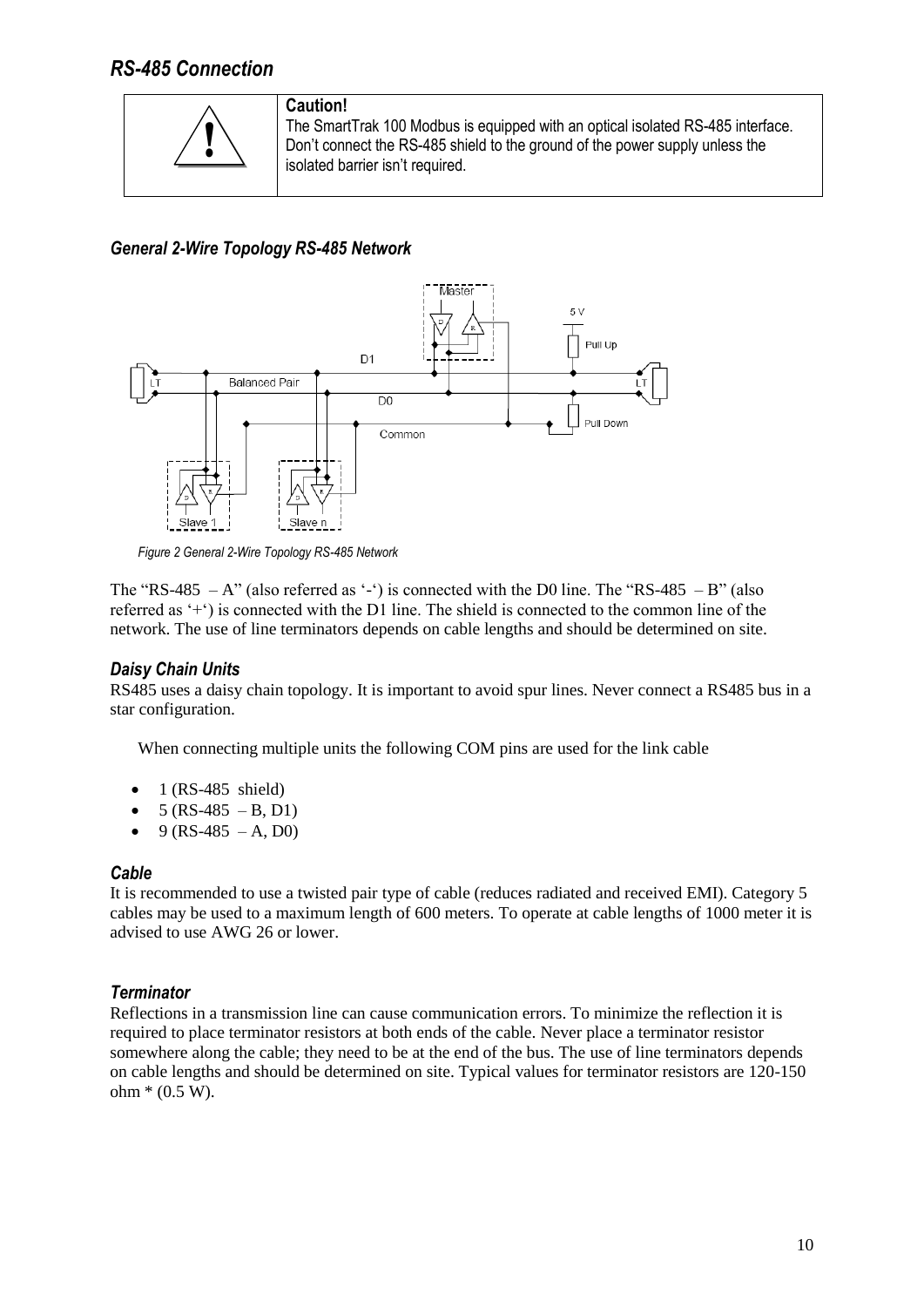## *RS-485 Connection*

| | **Caution!** |
|---|---|
| ! | The SmartTrak 100 Modbus is equipped with an optical isolated RS-485 interface. Don't connect the RS-485 shield to the ground of the power supply unless the isolated barrier isn't required. |

### *General 2-Wire Topology RS-485 Network*

*Figure 2 General 2-Wire Topology RS-485 Network*

The "RS-485 – A" (also referred as '-') is connected with the D0 line. The "RS-485 – B" (also referred as '+') is connected with the D1 line. The shield is connected to the common line of the network. The use of line terminators depends on cable lengths and should be determined on site.

### *Daisy Chain Units*

RS485 uses a daisy chain topology. It is important to avoid spur lines. Never connect a RS485 bus in a star configuration.

When connecting multiple units the following COM pins are used for the link cable

- 1 (RS-485 shield)
- 5 (RS-485 – B, D1)
- 9 (RS-485 – A, D0)

### *Cable*

It is recommended to use a twisted pair type of cable (reduces radiated and received EMI). Category 5 cables may be used to a maximum length of 600 meters. To operate at cable lengths of 1000 meter it is advised to use AWG 26 or lower.

### *Terminator*

Reflections in a transmission line can cause communication errors. To minimize the reflection it is required to place terminator resistors at both ends of the cable. Never place a terminator resistor somewhere along the cable; they need to be at the end of the bus. The use of line terminators depends on cable lengths and should be determined on site. Typical values for terminator resistors are 120-150 ohm * (0.5 W).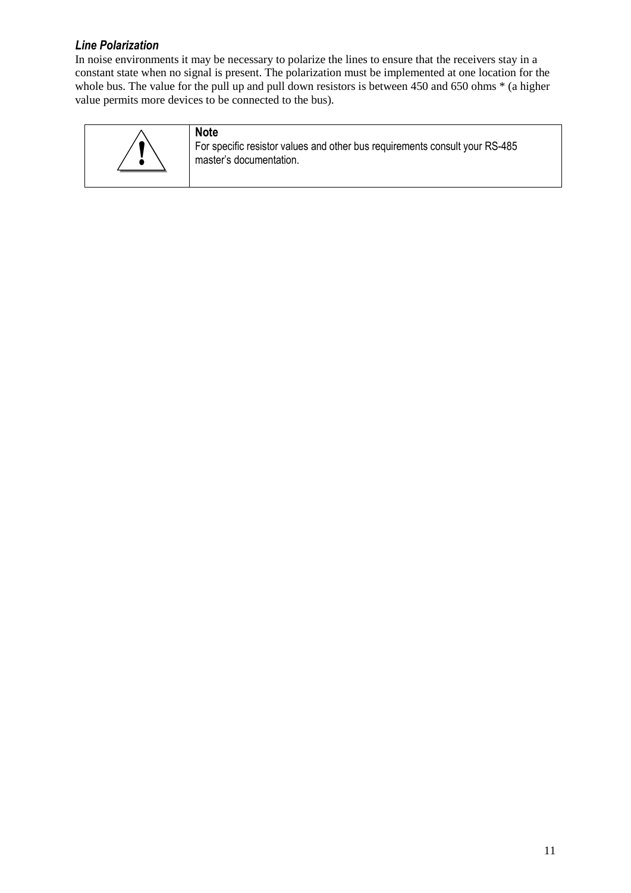### *Line Polarization*

In noise environments it may be necessary to polarize the lines to ensure that the receivers stay in a constant state when no signal is present. The polarization must be implemented at one location for the whole bus. The value for the pull up and pull down resistors is between 450 and 650 ohms * (a higher value permits more devices to be connected to the bus).

| ! | **Note**<br>For specific resistor values and other bus requirements consult your RS-485 master's documentation. |
|---|---|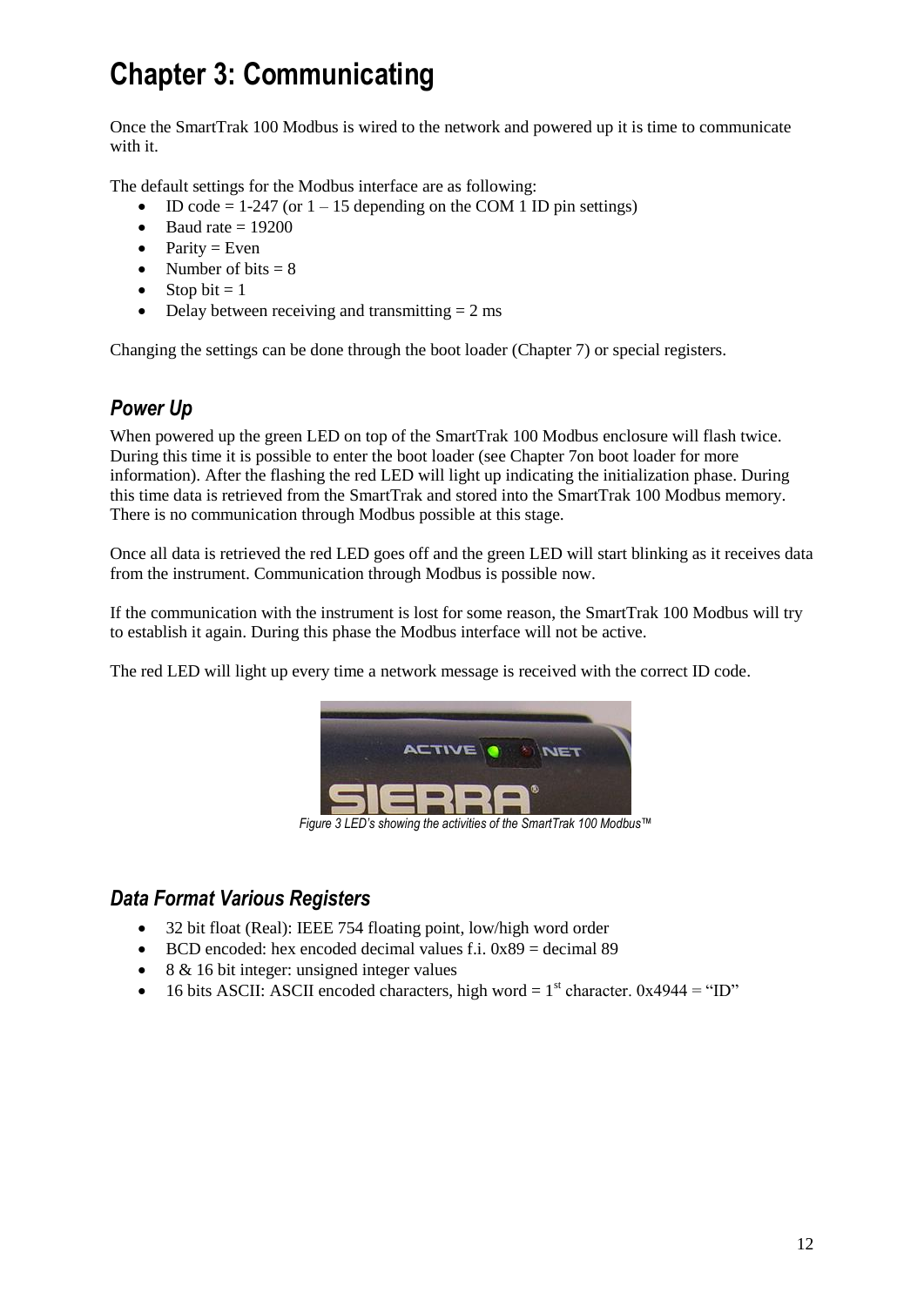# Chapter 3: Communicating

Once the SmartTrak 100 Modbus is wired to the network and powered up it is time to communicate with it.

The default settings for the Modbus interface are as following:

- ID code = 1-247 (or 1 – 15 depending on the COM 1 ID pin settings)
- Baud rate = 19200
- Parity = Even
- Number of bits = 8
- Stop bit = 1
- Delay between receiving and transmitting = 2 ms

Changing the settings can be done through the boot loader (Chapter 7) or special registers.

## *Power Up*

When powered up the green LED on top of the SmartTrak 100 Modbus enclosure will flash twice. During this time it is possible to enter the boot loader (see Chapter 7on boot loader for more information). After the flashing the red LED will light up indicating the initialization phase. During this time data is retrieved from the SmartTrak and stored into the SmartTrak 100 Modbus memory. There is no communication through Modbus possible at this stage.

Once all data is retrieved the red LED goes off and the green LED will start blinking as it receives data from the instrument. Communication through Modbus is possible now.

If the communication with the instrument is lost for some reason, the SmartTrak 100 Modbus will try to establish it again. During this phase the Modbus interface will not be active.

The red LED will light up every time a network message is received with the correct ID code.

*Figure 3 LED's showing the activities of the SmartTrak 100 Modbus™*

## *Data Format Various Registers*

- 32 bit float (Real): IEEE 754 floating point, low/high word order
- BCD encoded: hex encoded decimal values f.i. 0x89 = decimal 89
- 8 & 16 bit integer: unsigned integer values
- 16 bits ASCII: ASCII encoded characters, high word = 1st character. 0x4944 = "ID"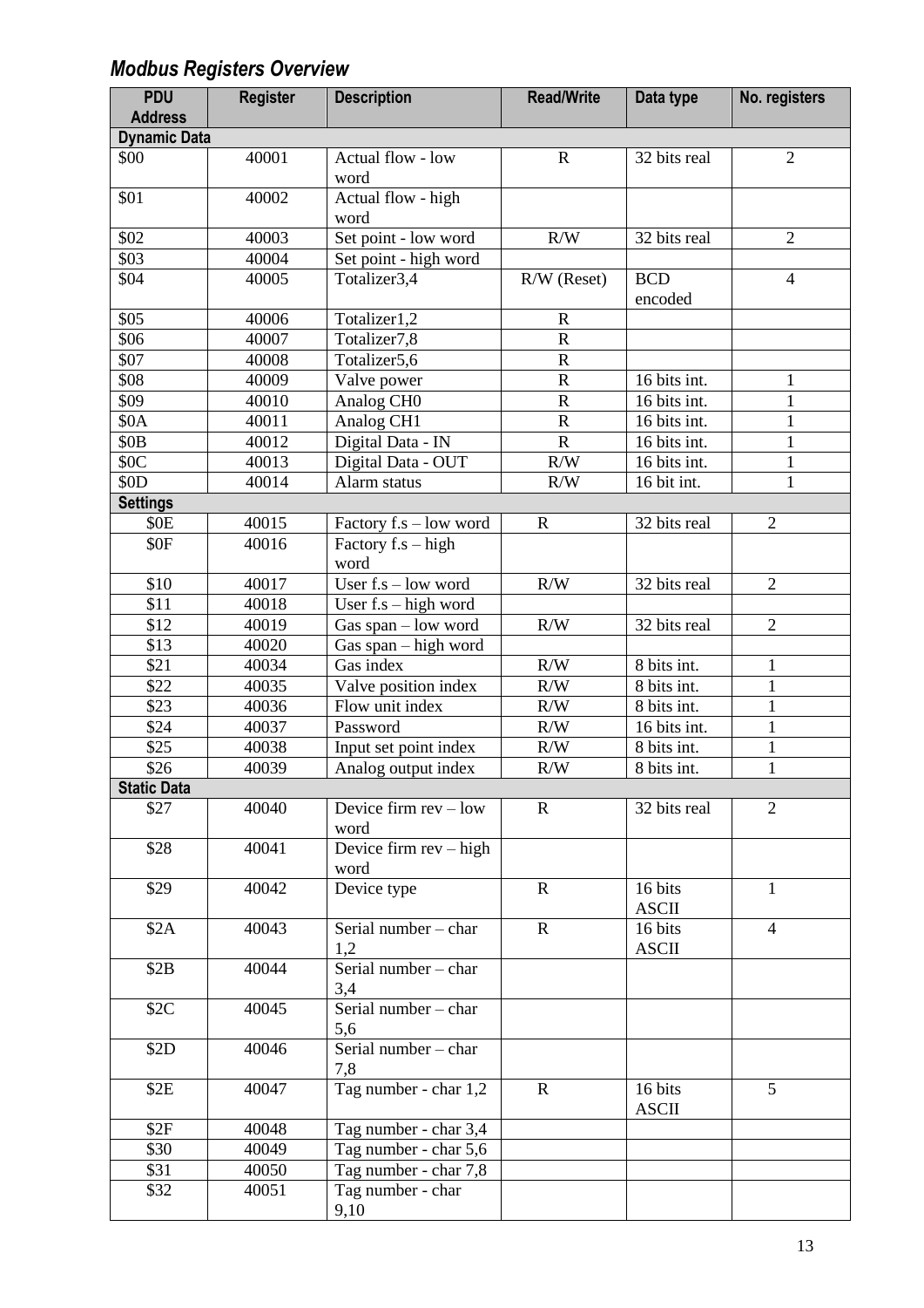## *Modbus Registers Overview*

| PDU Address | Register | Description | Read/Write | Data type | No. registers |
|---|---|---|---|---|---|
| **Dynamic Data** | | | | | |
| $00 | 40001 | Actual flow - low word | R | 32 bits real | 2 |
| $01 | 40002 | Actual flow - high word | | | |
| $02 | 40003 | Set point - low word | R/W | 32 bits real | 2 |
| $03 | 40004 | Set point - high word | | | |
| $04 | 40005 | Totalizer3,4 | R/W (Reset) | BCD encoded | 4 |
| $05 | 40006 | Totalizer1,2 | R | | |
| $06 | 40007 | Totalizer7,8 | R | | |
| $07 | 40008 | Totalizer5,6 | R | | |
| $08 | 40009 | Valve power | R | 16 bits int. | 1 |
| $09 | 40010 | Analog CH0 | R | 16 bits int. | 1 |
| $0A | 40011 | Analog CH1 | R | 16 bits int. | 1 |
| $0B | 40012 | Digital Data - IN | R | 16 bits int. | 1 |
| $0C | 40013 | Digital Data - OUT | R/W | 16 bits int. | 1 |
| $0D | 40014 | Alarm status | R/W | 16 bit int. | 1 |
| **Settings** | | | | | |
| $0E | 40015 | Factory f.s – low word | R | 32 bits real | 2 |
| $0F | 40016 | Factory f.s – high word | | | |
| $10 | 40017 | User f.s – low word | R/W | 32 bits real | 2 |
| $11 | 40018 | User f.s – high word | | | |
| $12 | 40019 | Gas span – low word | R/W | 32 bits real | 2 |
| $13 | 40020 | Gas span – high word | | | |
| $21 | 40034 | Gas index | R/W | 8 bits int. | 1 |
| $22 | 40035 | Valve position index | R/W | 8 bits int. | 1 |
| $23 | 40036 | Flow unit index | R/W | 8 bits int. | 1 |
| $24 | 40037 | Password | R/W | 16 bits int. | 1 |
| $25 | 40038 | Input set point index | R/W | 8 bits int. | 1 |
| $26 | 40039 | Analog output index | R/W | 8 bits int. | 1 |
| **Static Data** | | | | | |
| $27 | 40040 | Device firm rev – low word | R | 32 bits real | 2 |
| $28 | 40041 | Device firm rev – high word | | | |
| $29 | 40042 | Device type | R | 16 bits ASCII | 1 |
| $2A | 40043 | Serial number – char 1,2 | R | 16 bits ASCII | 4 |
| $2B | 40044 | Serial number – char 3,4 | | | |
| $2C | 40045 | Serial number – char 5,6 | | | |
| $2D | 40046 | Serial number – char 7,8 | | | |
| $2E | 40047 | Tag number - char 1,2 | R | 16 bits ASCII | 5 |
| $2F | 40048 | Tag number - char 3,4 | | | |
| $30 | 40049 | Tag number - char 5,6 | | | |
| $31 | 40050 | Tag number - char 7,8 | | | |
| $32 | 40051 | Tag number - char 9,10 | | | |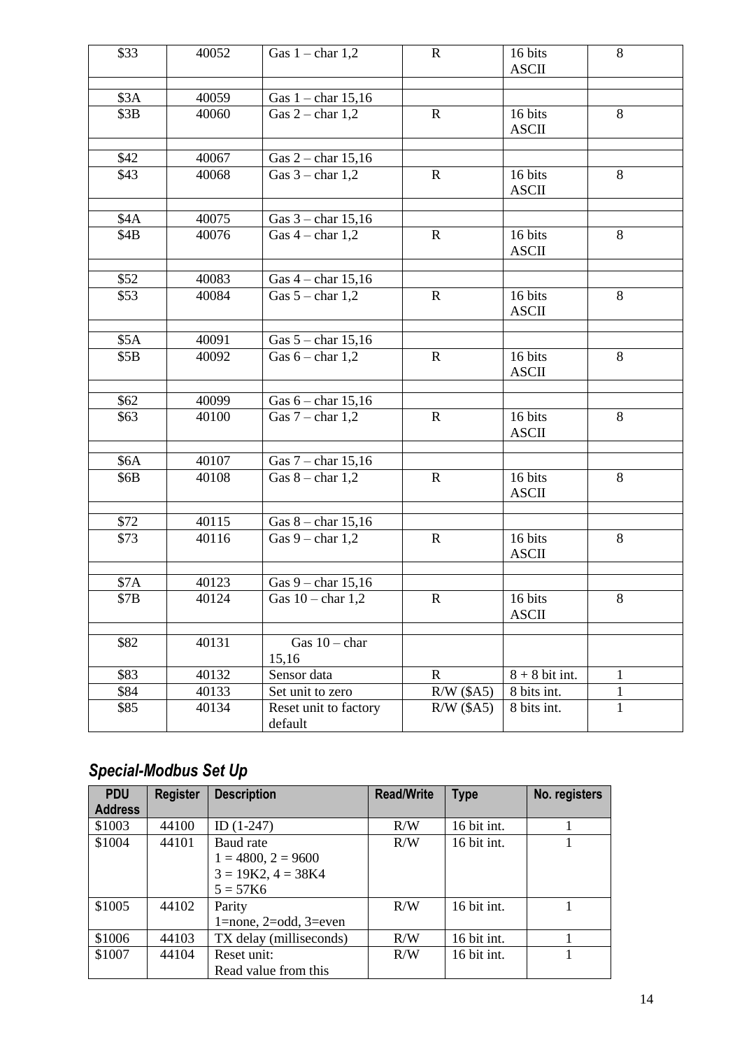| $33 | 40052 | Gas 1 – char 1,2 | R | 16 bits ASCII | 8 |
|---|---|---|---|---|---|
| | | | | | |
| $3A | 40059 | Gas 1 – char 15,16 | | | |
| $3B | 40060 | Gas 2 – char 1,2 | R | 16 bits ASCII | 8 |
| | | | | | |
| $42 | 40067 | Gas 2 – char 15,16 | | | |
| $43 | 40068 | Gas 3 – char 1,2 | R | 16 bits ASCII | 8 |
| | | | | | |
| $4A | 40075 | Gas 3 – char 15,16 | | | |
| $4B | 40076 | Gas 4 – char 1,2 | R | 16 bits ASCII | 8 |
| | | | | | |
| $52 | 40083 | Gas 4 – char 15,16 | | | |
| $53 | 40084 | Gas 5 – char 1,2 | R | 16 bits ASCII | 8 |
| | | | | | |
| $5A | 40091 | Gas 5 – char 15,16 | | | |
| $5B | 40092 | Gas 6 – char 1,2 | R | 16 bits ASCII | 8 |
| | | | | | |
| $62 | 40099 | Gas 6 – char 15,16 | | | |
| $63 | 40100 | Gas 7 – char 1,2 | R | 16 bits ASCII | 8 |
| | | | | | |
| $6A | 40107 | Gas 7 – char 15,16 | | | |
| $6B | 40108 | Gas 8 – char 1,2 | R | 16 bits ASCII | 8 |
| | | | | | |
| $72 | 40115 | Gas 8 – char 15,16 | | | |
| $73 | 40116 | Gas 9 – char 1,2 | R | 16 bits ASCII | 8 |
| | | | | | |
| $7A | 40123 | Gas 9 – char 15,16 | | | |
| $7B | 40124 | Gas 10 – char 1,2 | R | 16 bits ASCII | 8 |
| | | | | | |
| $82 | 40131 | Gas 10 – char 15,16 | | | |
| $83 | 40132 | Sensor data | R | 8 + 8 bit int. | 1 |
| $84 | 40133 | Set unit to zero | R/W ($A5) | 8 bits int. | 1 |
| $85 | 40134 | Reset unit to factory default | R/W ($A5) | 8 bits int. | 1 |

## *Special-Modbus Set Up*

| PDU Address | Register | Description | Read/Write | Type | No. registers |
|---|---|---|---|---|---|
| $1003 | 44100 | ID (1-247) | R/W | 16 bit int. | 1 |
| $1004 | 44101 | Baud rate<br>1 = 4800, 2 = 9600<br>3 = 19K2, 4 = 38K4<br>5 = 57K6 | R/W | 16 bit int. | 1 |
| $1005 | 44102 | Parity<br>1=none, 2=odd, 3=even | R/W | 16 bit int. | 1 |
| $1006 | 44103 | TX delay (milliseconds) | R/W | 16 bit int. | 1 |
| $1007 | 44104 | Reset unit:<br>Read value from this | R/W | 16 bit int. | 1 |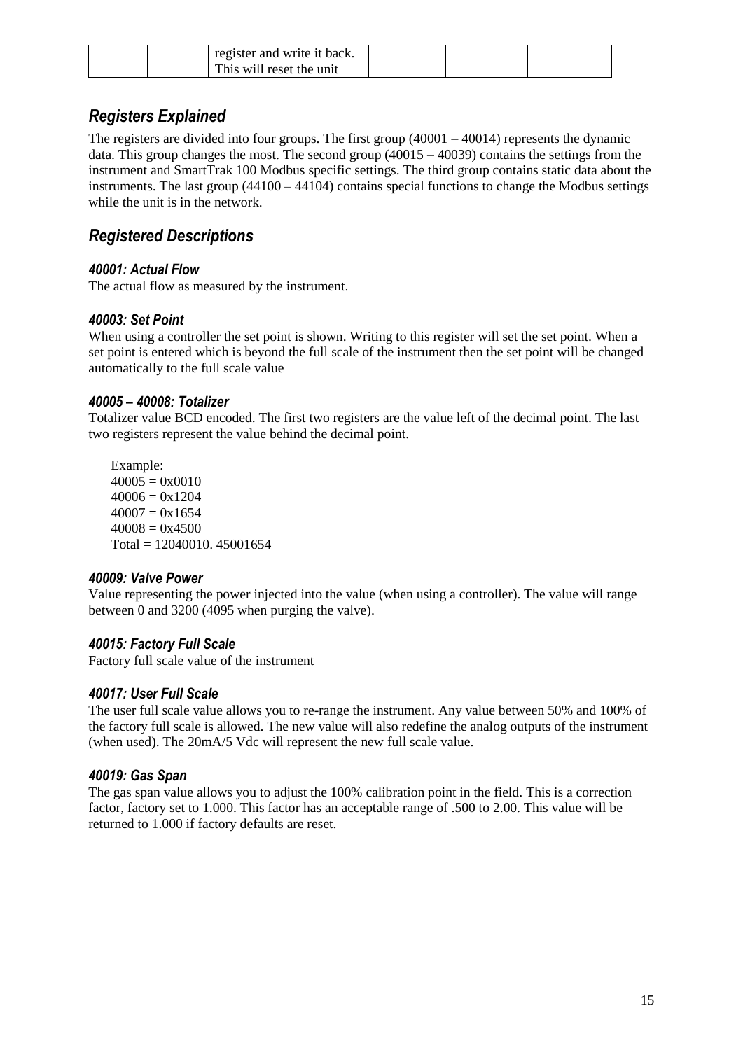|  |  | register and write it back. This will reset the unit |  |  |  |
|---|---|---|---|---|---|

## *Registers Explained*

The registers are divided into four groups. The first group (40001 – 40014) represents the dynamic data. This group changes the most. The second group (40015 – 40039) contains the settings from the instrument and SmartTrak 100 Modbus specific settings. The third group contains static data about the instruments. The last group (44100 – 44104) contains special functions to change the Modbus settings while the unit is in the network.

## *Registered Descriptions*

### *40001: Actual Flow*

The actual flow as measured by the instrument.

### *40003: Set Point*

When using a controller the set point is shown. Writing to this register will set the set point. When a set point is entered which is beyond the full scale of the instrument then the set point will be changed automatically to the full scale value

### *40005 – 40008: Totalizer*

Totalizer value BCD encoded. The first two registers are the value left of the decimal point. The last two registers represent the value behind the decimal point.

Example:
40005 = 0x0010
40006 = 0x1204
40007 = 0x1654
40008 = 0x4500
Total = 12040010. 45001654

### *40009: Valve Power*

Value representing the power injected into the value (when using a controller). The value will range between 0 and 3200 (4095 when purging the valve).

### *40015: Factory Full Scale*

Factory full scale value of the instrument

### *40017: User Full Scale*

The user full scale value allows you to re-range the instrument. Any value between 50% and 100% of the factory full scale is allowed. The new value will also redefine the analog outputs of the instrument (when used). The 20mA/5 Vdc will represent the new full scale value.

### *40019: Gas Span*

The gas span value allows you to adjust the 100% calibration point in the field. This is a correction factor, factory set to 1.000. This factor has an acceptable range of .500 to 2.00. This value will be returned to 1.000 if factory defaults are reset.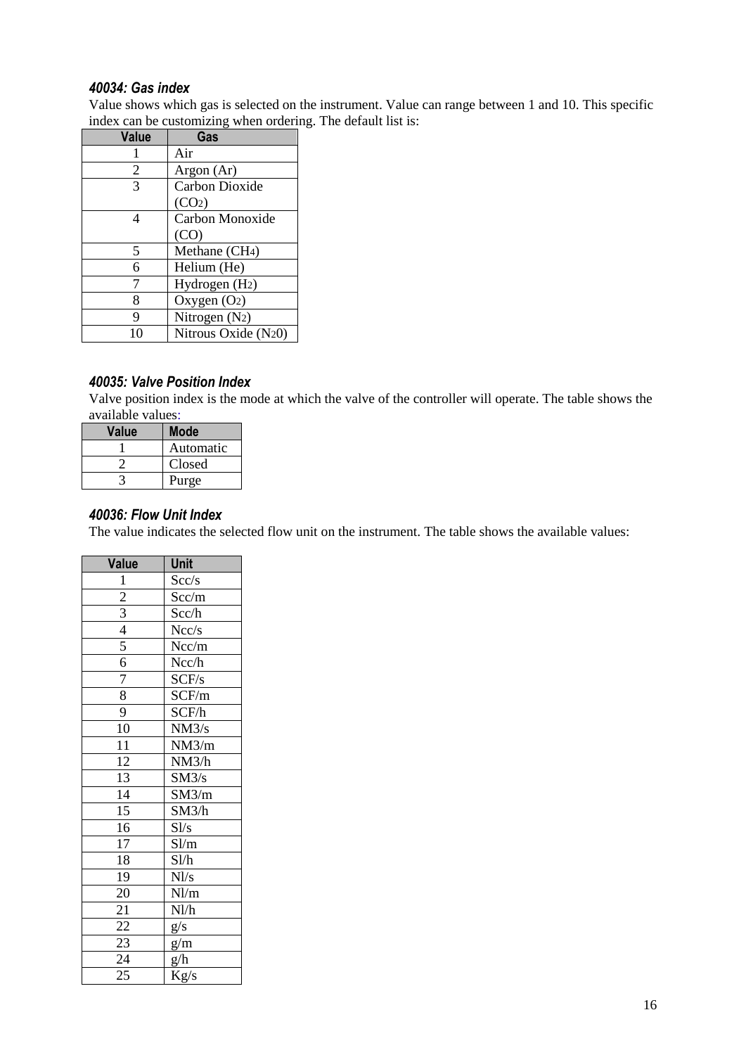#### *40034: Gas index*

Value shows which gas is selected on the instrument. Value can range between 1 and 10. This specific index can be customizing when ordering. The default list is:

| Value | Gas |
|---|---|
| 1 | Air |
| 2 | Argon (Ar) |
| 3 | Carbon Dioxide ($CO_2$) |
| 4 | Carbon Monoxide (CO) |
| 5 | Methane ($CH_4$) |
| 6 | Helium (He) |
| 7 | Hydrogen ($H_2$) |
| 8 | Oxygen ($O_2$) |
| 9 | Nitrogen ($N_2$) |
| 10 | Nitrous Oxide ($N_20$) |

#### *40035: Valve Position Index*

Valve position index is the mode at which the valve of the controller will operate. The table shows the available values:

| Value | Mode |
|---|---|
| 1 | Automatic |
| 2 | Closed |
| 3 | Purge |

#### *40036: Flow Unit Index*

The value indicates the selected flow unit on the instrument. The table shows the available values:

| Value | Unit |
|---|---|
| 1 | Scc/s |
| 2 | Scc/m |
| 3 | Scc/h |
| 4 | Ncc/s |
| 5 | Ncc/m |
| 6 | Ncc/h |
| 7 | SCF/s |
| 8 | SCF/m |
| 9 | SCF/h |
| 10 | NM3/s |
| 11 | NM3/m |
| 12 | NM3/h |
| 13 | SM3/s |
| 14 | SM3/m |
| 15 | SM3/h |
| 16 | Sl/s |
| 17 | Sl/m |
| 18 | Sl/h |
| 19 | Nl/s |
| 20 | Nl/m |
| 21 | Nl/h |
| 22 | g/s |
| 23 | g/m |
| 24 | g/h |
| 25 | Kg/s |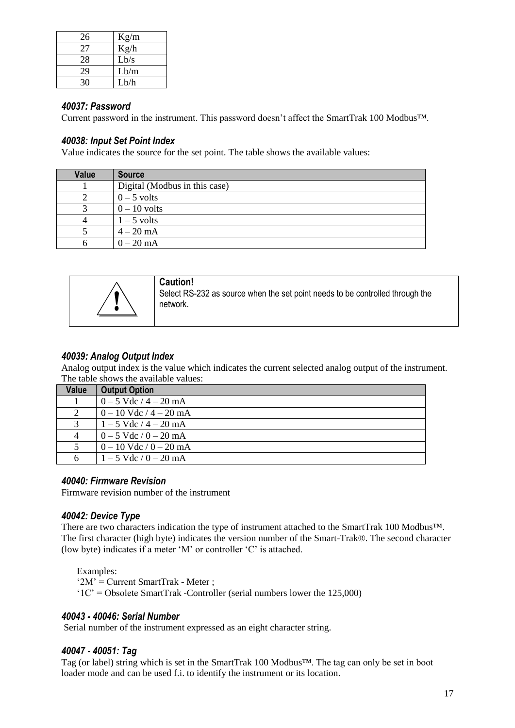| 26 | Kg/m |
|---|---|
| 27 | Kg/h |
| 28 | Lb/s |
| 29 | Lb/m |
| 30 | Lb/h |

### *40037: Password*

Current password in the instrument. This password doesn't affect the SmartTrak 100 Modbus™.

### *40038: Input Set Point Index*

Value indicates the source for the set point. The table shows the available values:

| Value | Source |
|---|---|
| 1 | Digital (Modbus in this case) |
| 2 | 0 – 5 volts |
| 3 | 0 – 10 volts |
| 4 | 1 – 5 volts |
| 5 | 4 – 20 mA |
| 6 | 0 – 20 mA |

**Caution!**
Select RS-232 as source when the set point needs to be controlled through the network.

### *40039: Analog Output Index*

Analog output index is the value which indicates the current selected analog output of the instrument. The table shows the available values:

| Value | Output Option |
|---|---|
| 1 | 0 – 5 Vdc / 4 – 20 mA |
| 2 | 0 – 10 Vdc / 4 – 20 mA |
| 3 | 1 – 5 Vdc / 4 – 20 mA |
| 4 | 0 – 5 Vdc / 0 – 20 mA |
| 5 | 0 – 10 Vdc / 0 – 20 mA |
| 6 | 1 – 5 Vdc / 0 – 20 mA |

### *40040: Firmware Revision*

Firmware revision number of the instrument

### *40042: Device Type*

There are two characters indication the type of instrument attached to the SmartTrak 100 Modbus™. The first character (high byte) indicates the version number of the Smart-Trak®. The second character (low byte) indicates if a meter 'M' or controller 'C' is attached.

Examples:
'2M' = Current SmartTrak - Meter ;
'1C' = Obsolete SmartTrak -Controller (serial numbers lower the 125,000)

### *40043 - 40046: Serial Number*

Serial number of the instrument expressed as an eight character string.

### *40047 - 40051: Tag*

Tag (or label) string which is set in the SmartTrak 100 Modbus™. The tag can only be set in boot loader mode and can be used f.i. to identify the instrument or its location.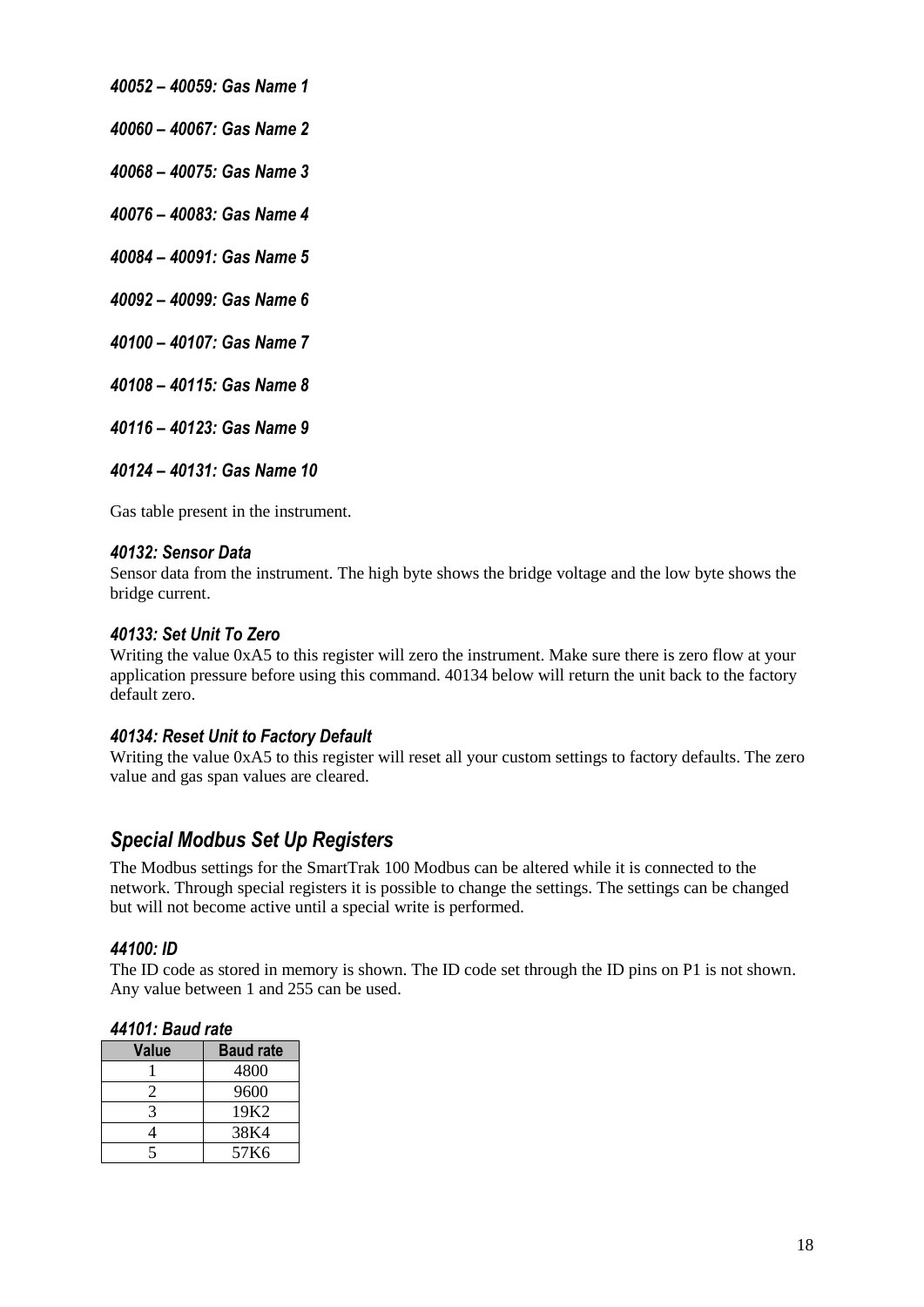### *40052 – 40059: Gas Name 1*

### *40060 – 40067: Gas Name 2*

### *40068 – 40075: Gas Name 3*

### *40076 – 40083: Gas Name 4*

### *40084 – 40091: Gas Name 5*

### *40092 – 40099: Gas Name 6*

### *40100 – 40107: Gas Name 7*

### *40108 – 40115: Gas Name 8*

### *40116 – 40123: Gas Name 9*

### *40124 – 40131: Gas Name 10*

Gas table present in the instrument.

### *40132: Sensor Data*

Sensor data from the instrument. The high byte shows the bridge voltage and the low byte shows the bridge current.

### *40133: Set Unit To Zero*

Writing the value 0xA5 to this register will zero the instrument. Make sure there is zero flow at your application pressure before using this command. 40134 below will return the unit back to the factory default zero.

### *40134: Reset Unit to Factory Default*

Writing the value 0xA5 to this register will reset all your custom settings to factory defaults. The zero value and gas span values are cleared.

## *Special Modbus Set Up Registers*

The Modbus settings for the SmartTrak 100 Modbus can be altered while it is connected to the network. Through special registers it is possible to change the settings. The settings can be changed but will not become active until a special write is performed.

### *44100: ID*

The ID code as stored in memory is shown. The ID code set through the ID pins on P1 is not shown. Any value between 1 and 255 can be used.

### *44101: Baud rate*

| Value | Baud rate |
|---|---|
| 1 | 4800 |
| 2 | 9600 |
| 3 | 19K2 |
| 4 | 38K4 |
| 5 | 57K6 |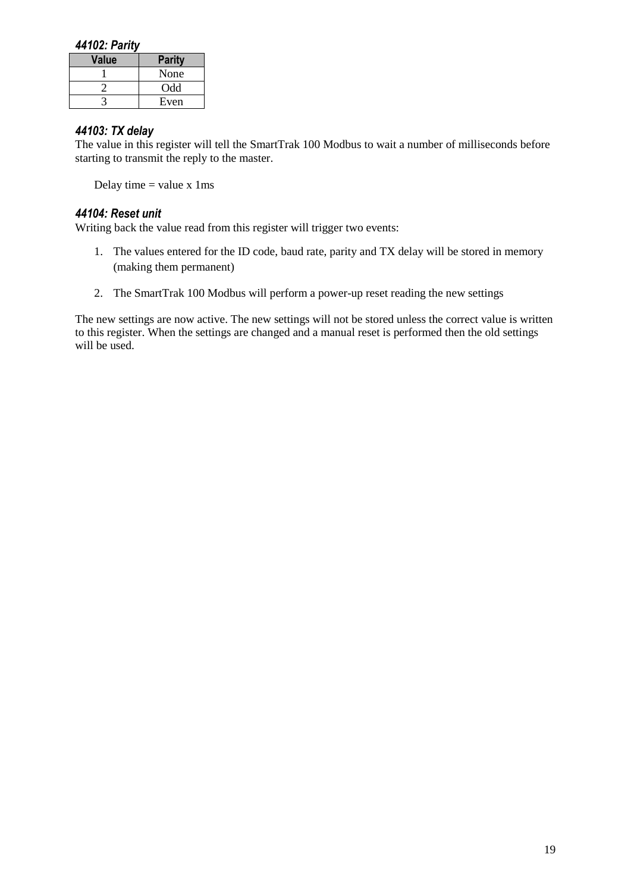#### *44102: Parity*

| Value | Parity |
| --- | --- |
| 1 | None |
| 2 | Odd |
| 3 | Even |

#### *44103: TX delay*

The value in this register will tell the SmartTrak 100 Modbus to wait a number of milliseconds before starting to transmit the reply to the master.

Delay time = value x 1ms

#### *44104: Reset unit*

Writing back the value read from this register will trigger two events:

1. The values entered for the ID code, baud rate, parity and TX delay will be stored in memory (making them permanent)
2. The SmartTrak 100 Modbus will perform a power-up reset reading the new settings

The new settings are now active. The new settings will not be stored unless the correct value is written to this register. When the settings are changed and a manual reset is performed then the old settings will be used.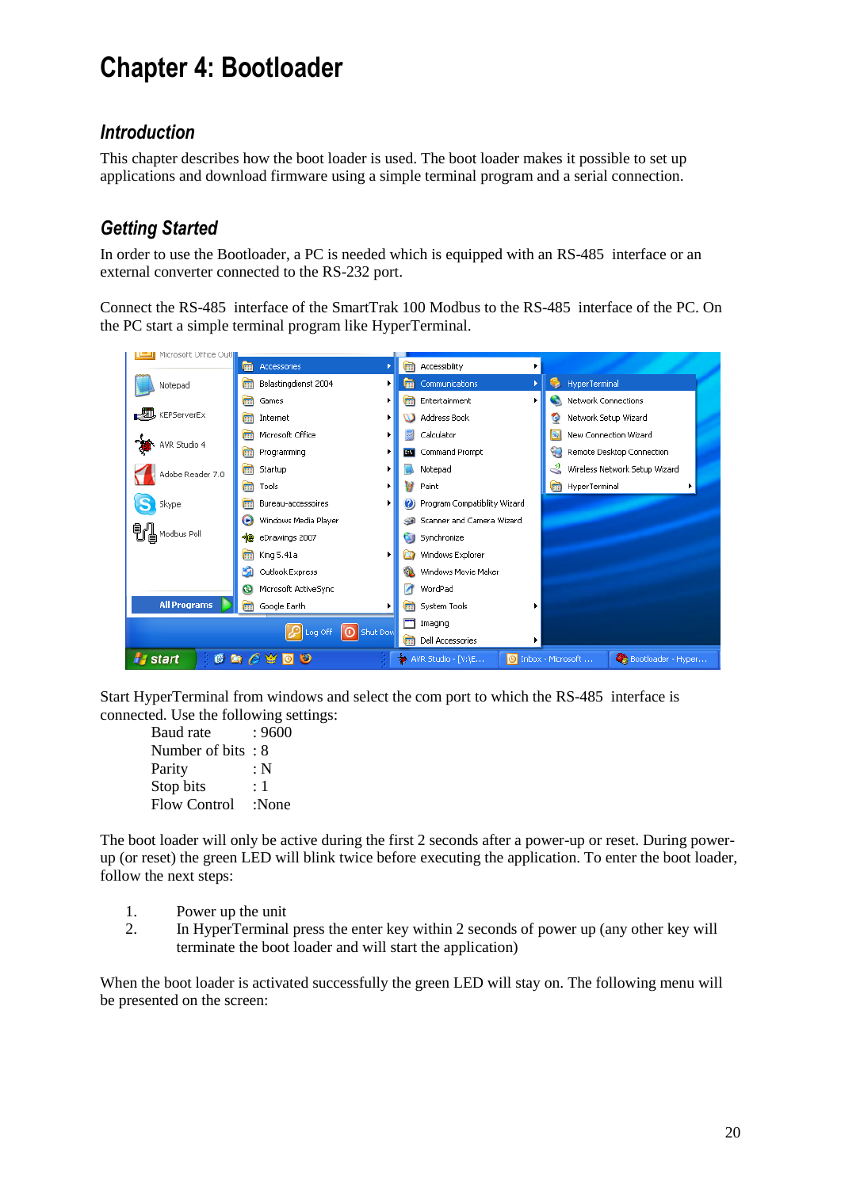# Chapter 4: Bootloader

## *Introduction*

This chapter describes how the boot loader is used. The boot loader makes it possible to set up applications and download firmware using a simple terminal program and a serial connection.

## *Getting Started*

In order to use the Bootloader, a PC is needed which is equipped with an RS-485 interface or an external converter connected to the RS-232 port.

Connect the RS-485 interface of the SmartTrak 100 Modbus to the RS-485 interface of the PC. On the PC start a simple terminal program like HyperTerminal.

Start HyperTerminal from windows and select the com port to which the RS-485 interface is connected. Use the following settings:

Baud rate : 9600
Number of bits : 8
Parity : N
Stop bits : 1
Flow Control :None

The boot loader will only be active during the first 2 seconds after a power-up or reset. During power-up (or reset) the green LED will blink twice before executing the application. To enter the boot loader, follow the next steps:

1. Power up the unit
2. In HyperTerminal press the enter key within 2 seconds of power up (any other key will terminate the boot loader and will start the application)

When the boot loader is activated successfully the green LED will stay on. The following menu will be presented on the screen: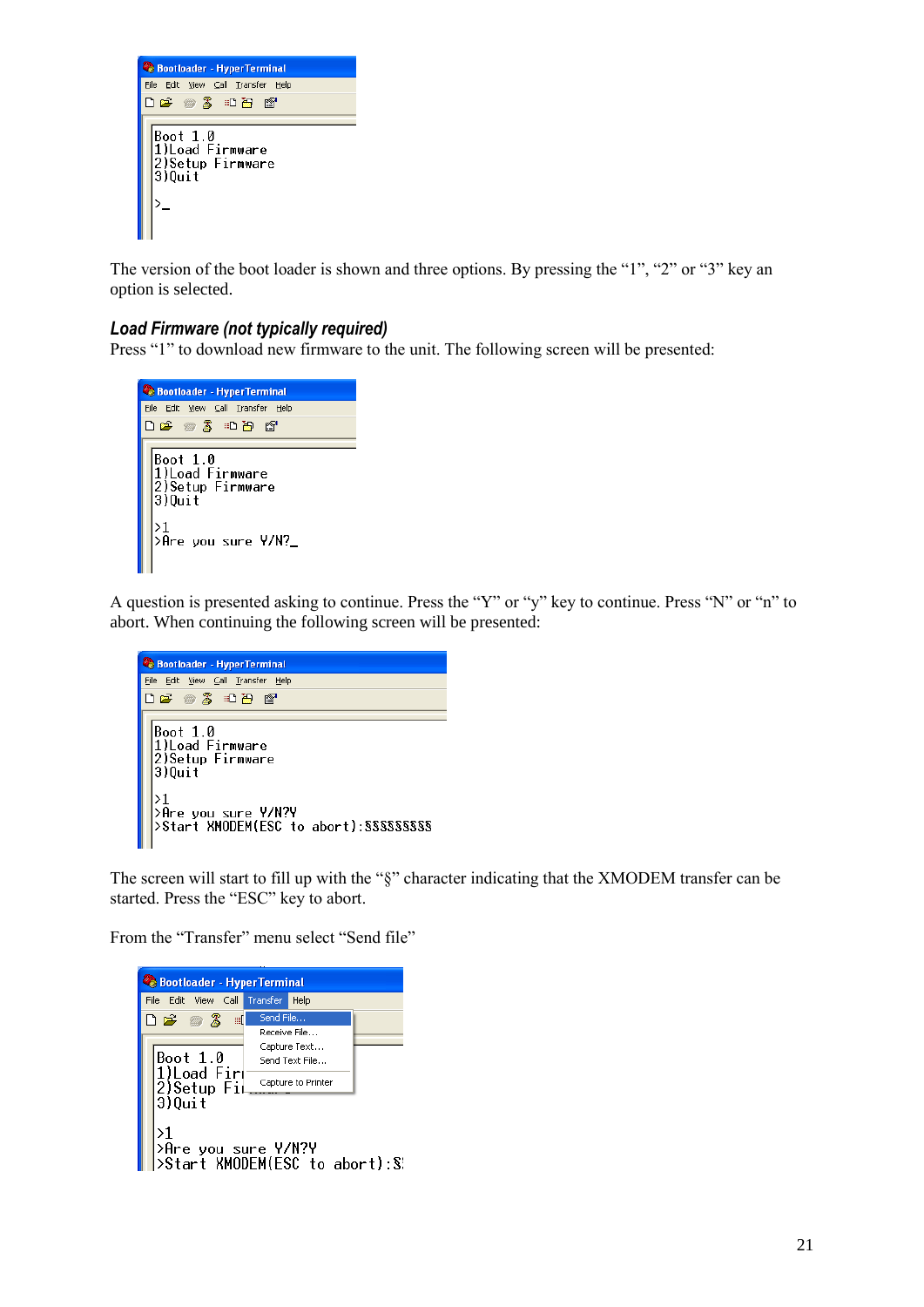The version of the boot loader is shown and three options. By pressing the “1”, “2” or “3” key an option is selected.

### *Load Firmware (not typically required)*

Press “1” to download new firmware to the unit. The following screen will be presented:

A question is presented asking to continue. Press the “Y” or “y” key to continue. Press “N” or “n” to abort. When continuing the following screen will be presented:

The screen will start to fill up with the “§” character indicating that the XMODEM transfer can be started. Press the “ESC” key to abort.

From the “Transfer” menu select “Send file”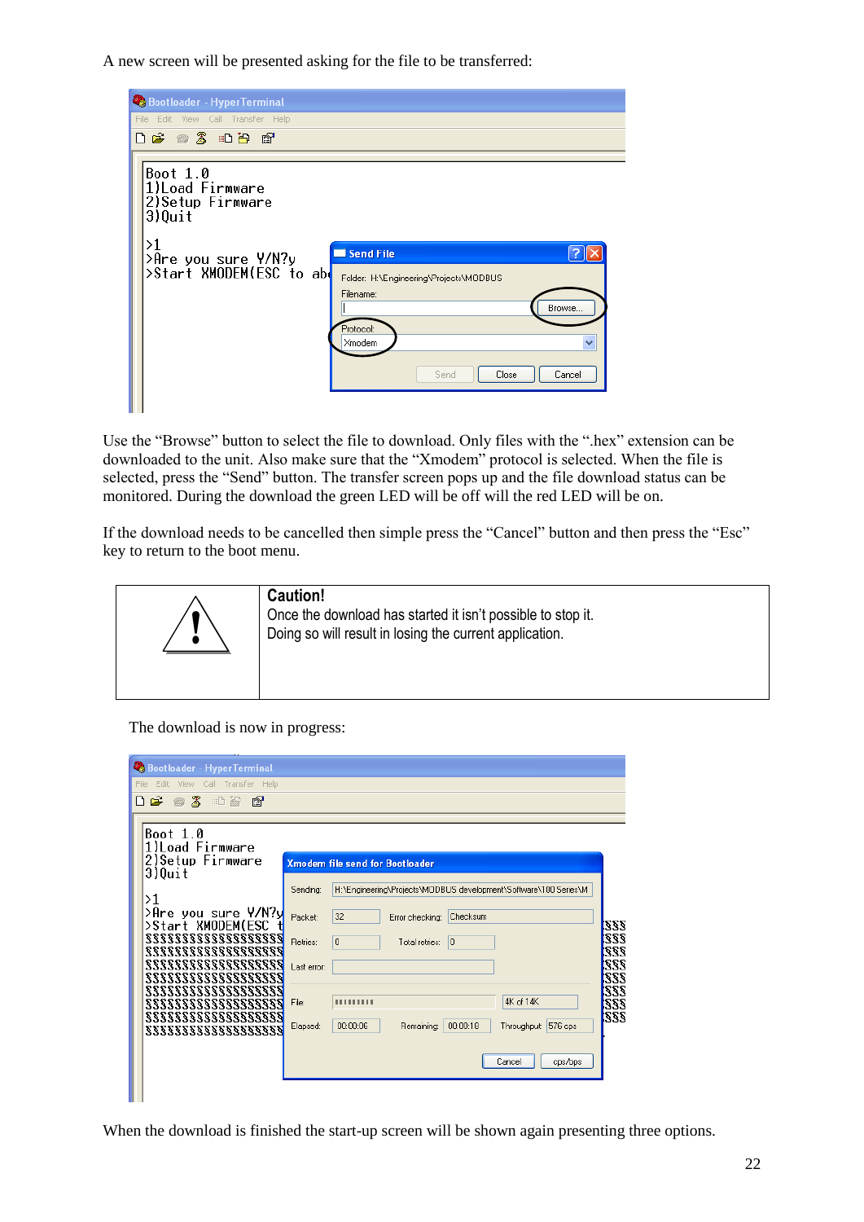A new screen will be presented asking for the file to be transferred:

Use the "Browse" button to select the file to download. Only files with the ".hex" extension can be downloaded to the unit. Also make sure that the "Xmodem" protocol is selected. When the file is selected, press the "Send" button. The transfer screen pops up and the file download status can be monitored. During the download the green LED will be off will the red LED will be on.

If the download needs to be cancelled then simple press the "Cancel" button and then press the "Esc" key to return to the boot menu.

| | |
|---|---|
| ⚠ | **Caution!**<br>Once the download has started it isn't possible to stop it.<br>Doing so will result in losing the current application. |

The download is now in progress:

When the download is finished the start-up screen will be shown again presenting three options.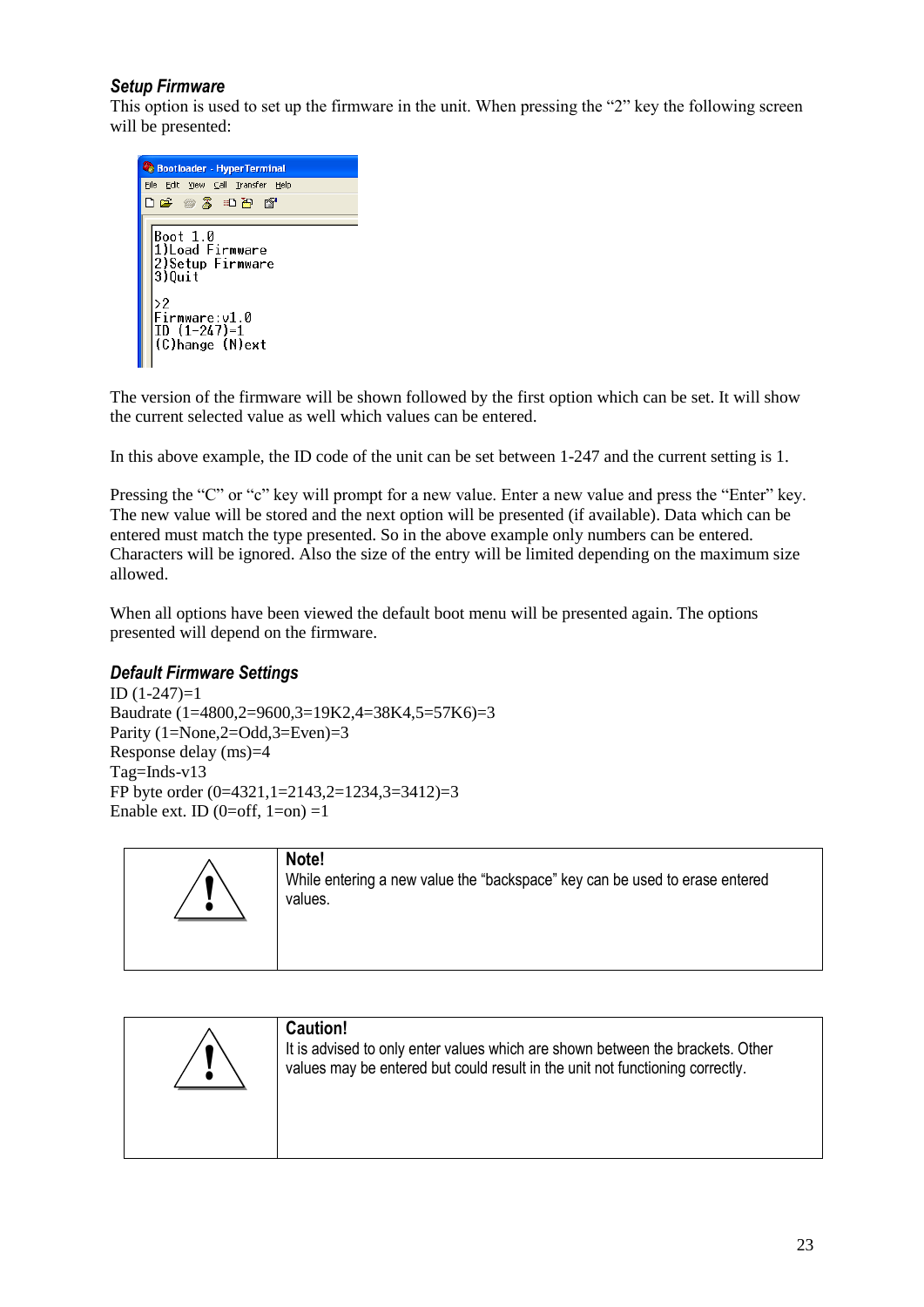### *Setup Firmware*

This option is used to set up the firmware in the unit. When pressing the "2" key the following screen will be presented:

```
Boot 1.0
1)Load Firmware
2)Setup Firmware
3)Quit

>2
Firmware:v1.0
ID (1-247)=1
(C)hange (N)ext
```

The version of the firmware will be shown followed by the first option which can be set. It will show the current selected value as well which values can be entered.

In this above example, the ID code of the unit can be set between 1-247 and the current setting is 1.

Pressing the "C" or "c" key will prompt for a new value. Enter a new value and press the "Enter" key. The new value will be stored and the next option will be presented (if available). Data which can be entered must match the type presented. So in the above example only numbers can be entered. Characters will be ignored. Also the size of the entry will be limited depending on the maximum size allowed.

When all options have been viewed the default boot menu will be presented again. The options presented will depend on the firmware.

### *Default Firmware Settings*

ID (1-247)=1  
Baudrate (1=4800,2=9600,3=19K2,4=38K4,5=57K6)=3  
Parity (1=None,2=Odd,3=Even)=3  
Response delay (ms)=4  
Tag=Inds-v13  
FP byte order (0=4321,1=2143,2=1234,3=3412)=3  
Enable ext. ID (0=off, 1=on) =1

**Note!**  
While entering a new value the "backspace" key can be used to erase entered values.

**Caution!**  
It is advised to only enter values which are shown between the brackets. Other values may be entered but could result in the unit not functioning correctly.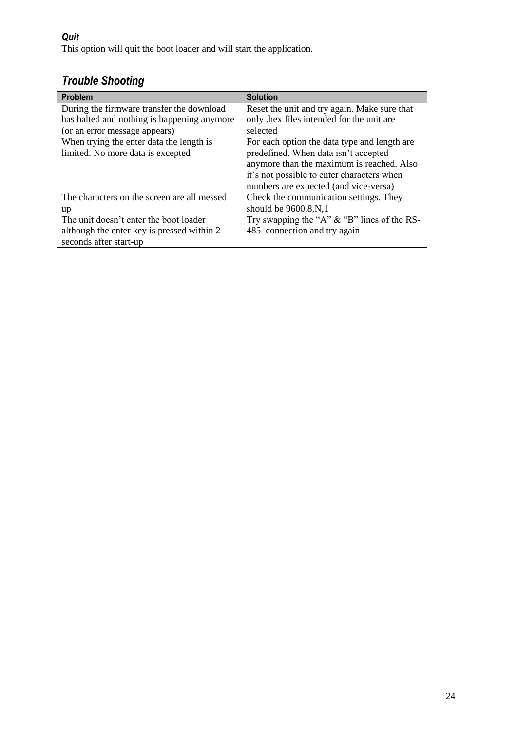### *Quit*

This option will quit the boot loader and will start the application.

## *Trouble Shooting*

| Problem | Solution |
| --- | --- |
| During the firmware transfer the download has halted and nothing is happening anymore (or an error message appears) | Reset the unit and try again. Make sure that only .hex files intended for the unit are selected |
| When trying the enter data the length is limited. No more data is excepted | For each option the data type and length are predefined. When data isn't accepted anymore than the maximum is reached. Also it's not possible to enter characters when numbers are expected (and vice-versa) |
| The characters on the screen are all messed up | Check the communication settings. They should be 9600,8,N,1 |
| The unit doesn't enter the boot loader although the enter key is pressed within 2 seconds after start-up | Try swapping the "A" & "B" lines of the RS-485 connection and try again |